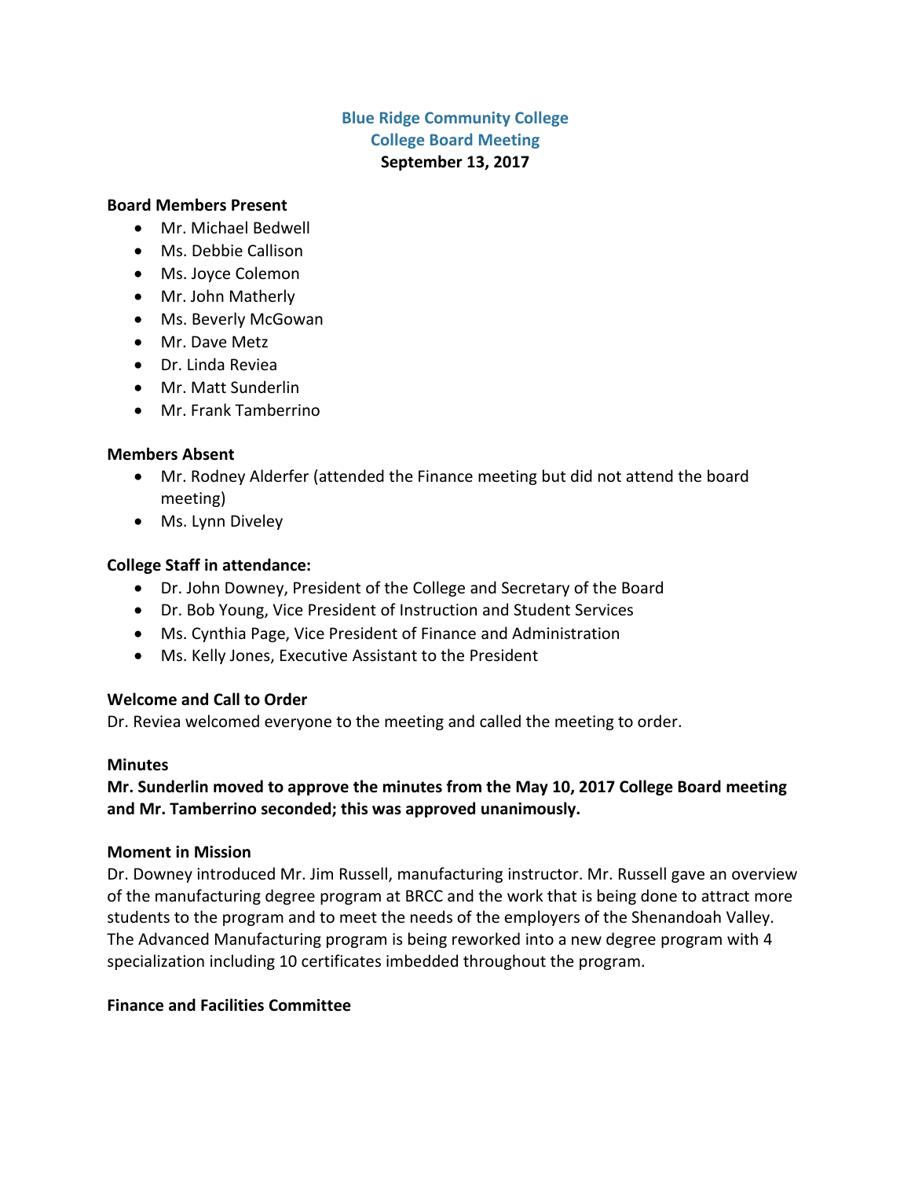# Blue Ridge Community College
## College Board Meeting
**September 13, 2017**

**Board Members Present**
- Mr. Michael Bedwell
- Ms. Debbie Callison
- Ms. Joyce Colemon
- Mr. John Matherly
- Ms. Beverly McGowan
- Mr. Dave Metz
- Dr. Linda Reviea
- Mr. Matt Sunderlin
- Mr. Frank Tamberrino

**Members Absent**
- Mr. Rodney Alderfer (attended the Finance meeting but did not attend the board meeting)
- Ms. Lynn Diveley

**College Staff in attendance:**
- Dr. John Downey, President of the College and Secretary of the Board
- Dr. Bob Young, Vice President of Instruction and Student Services
- Ms. Cynthia Page, Vice President of Finance and Administration
- Ms. Kelly Jones, Executive Assistant to the President

**Welcome and Call to Order**

Dr. Reviea welcomed everyone to the meeting and called the meeting to order.

**Minutes**

**Mr. Sunderlin moved to approve the minutes from the May 10, 2017 College Board meeting and Mr. Tamberrino seconded; this was approved unanimously.**

**Moment in Mission**

Dr. Downey introduced Mr. Jim Russell, manufacturing instructor. Mr. Russell gave an overview of the manufacturing degree program at BRCC and the work that is being done to attract more students to the program and to meet the needs of the employers of the Shenandoah Valley. The Advanced Manufacturing program is being reworked into a new degree program with 4 specialization including 10 certificates imbedded throughout the program.

**Finance and Facilities Committee**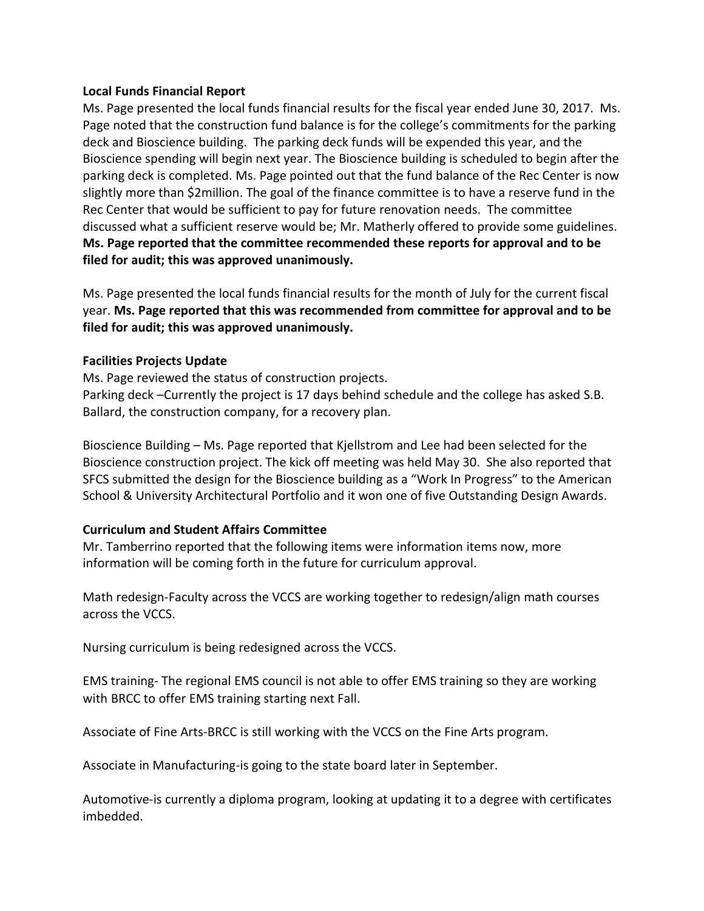**Local Funds Financial Report**

Ms. Page presented the local funds financial results for the fiscal year ended June 30, 2017. Ms. Page noted that the construction fund balance is for the college's commitments for the parking deck and Bioscience building. The parking deck funds will be expended this year, and the Bioscience spending will begin next year. The Bioscience building is scheduled to begin after the parking deck is completed. Ms. Page pointed out that the fund balance of the Rec Center is now slightly more than $2million. The goal of the finance committee is to have a reserve fund in the Rec Center that would be sufficient to pay for future renovation needs. The committee discussed what a sufficient reserve would be; Mr. Matherly offered to provide some guidelines. **Ms. Page reported that the committee recommended these reports for approval and to be filed for audit; this was approved unanimously.**

Ms. Page presented the local funds financial results for the month of July for the current fiscal year. **Ms. Page reported that this was recommended from committee for approval and to be filed for audit; this was approved unanimously.**

**Facilities Projects Update**

Ms. Page reviewed the status of construction projects.

Parking deck –Currently the project is 17 days behind schedule and the college has asked S.B. Ballard, the construction company, for a recovery plan.

Bioscience Building – Ms. Page reported that Kjellstrom and Lee had been selected for the Bioscience construction project. The kick off meeting was held May 30. She also reported that SFCS submitted the design for the Bioscience building as a "Work In Progress" to the American School & University Architectural Portfolio and it won one of five Outstanding Design Awards.

**Curriculum and Student Affairs Committee**

Mr. Tamberrino reported that the following items were information items now, more information will be coming forth in the future for curriculum approval.

Math redesign-Faculty across the VCCS are working together to redesign/align math courses across the VCCS.

Nursing curriculum is being redesigned across the VCCS.

EMS training- The regional EMS council is not able to offer EMS training so they are working with BRCC to offer EMS training starting next Fall.

Associate of Fine Arts-BRCC is still working with the VCCS on the Fine Arts program.

Associate in Manufacturing-is going to the state board later in September.

Automotive-is currently a diploma program, looking at updating it to a degree with certificates imbedded.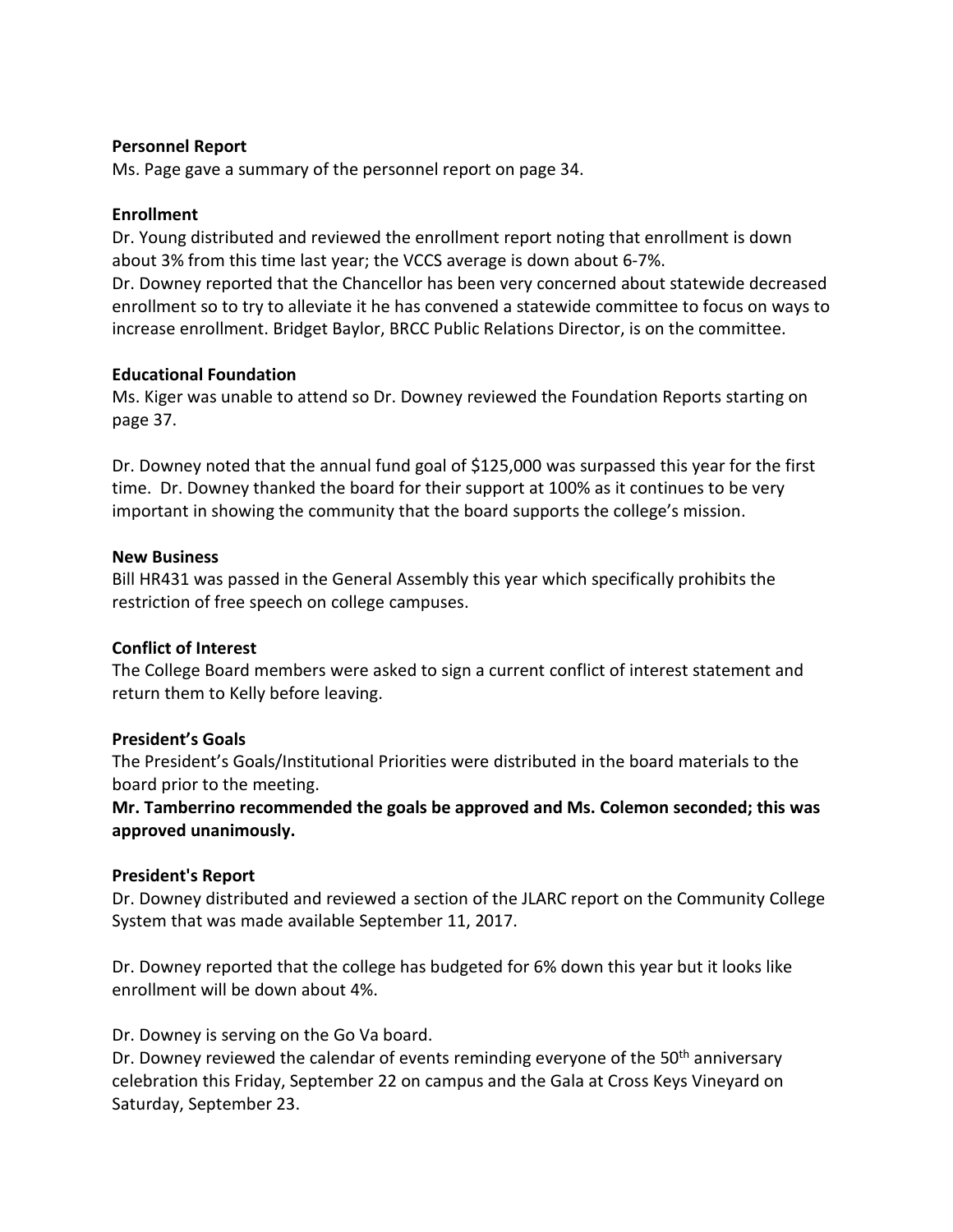**Personnel Report**

Ms. Page gave a summary of the personnel report on page 34.

**Enrollment**

Dr. Young distributed and reviewed the enrollment report noting that enrollment is down about 3% from this time last year; the VCCS average is down about 6-7%.
Dr. Downey reported that the Chancellor has been very concerned about statewide decreased enrollment so to try to alleviate it he has convened a statewide committee to focus on ways to increase enrollment. Bridget Baylor, BRCC Public Relations Director, is on the committee.

**Educational Foundation**

Ms. Kiger was unable to attend so Dr. Downey reviewed the Foundation Reports starting on page 37.

Dr. Downey noted that the annual fund goal of $125,000 was surpassed this year for the first time. Dr. Downey thanked the board for their support at 100% as it continues to be very important in showing the community that the board supports the college's mission.

**New Business**

Bill HR431 was passed in the General Assembly this year which specifically prohibits the restriction of free speech on college campuses.

**Conflict of Interest**

The College Board members were asked to sign a current conflict of interest statement and return them to Kelly before leaving.

**President's Goals**

The President's Goals/Institutional Priorities were distributed in the board materials to the board prior to the meeting.

**Mr. Tamberrino recommended the goals be approved and Ms. Colemon seconded; this was approved unanimously.**

**President's Report**

Dr. Downey distributed and reviewed a section of the JLARC report on the Community College System that was made available September 11, 2017.

Dr. Downey reported that the college has budgeted for 6% down this year but it looks like enrollment will be down about 4%.

Dr. Downey is serving on the Go Va board.
Dr. Downey reviewed the calendar of events reminding everyone of the 50th anniversary celebration this Friday, September 22 on campus and the Gala at Cross Keys Vineyard on Saturday, September 23.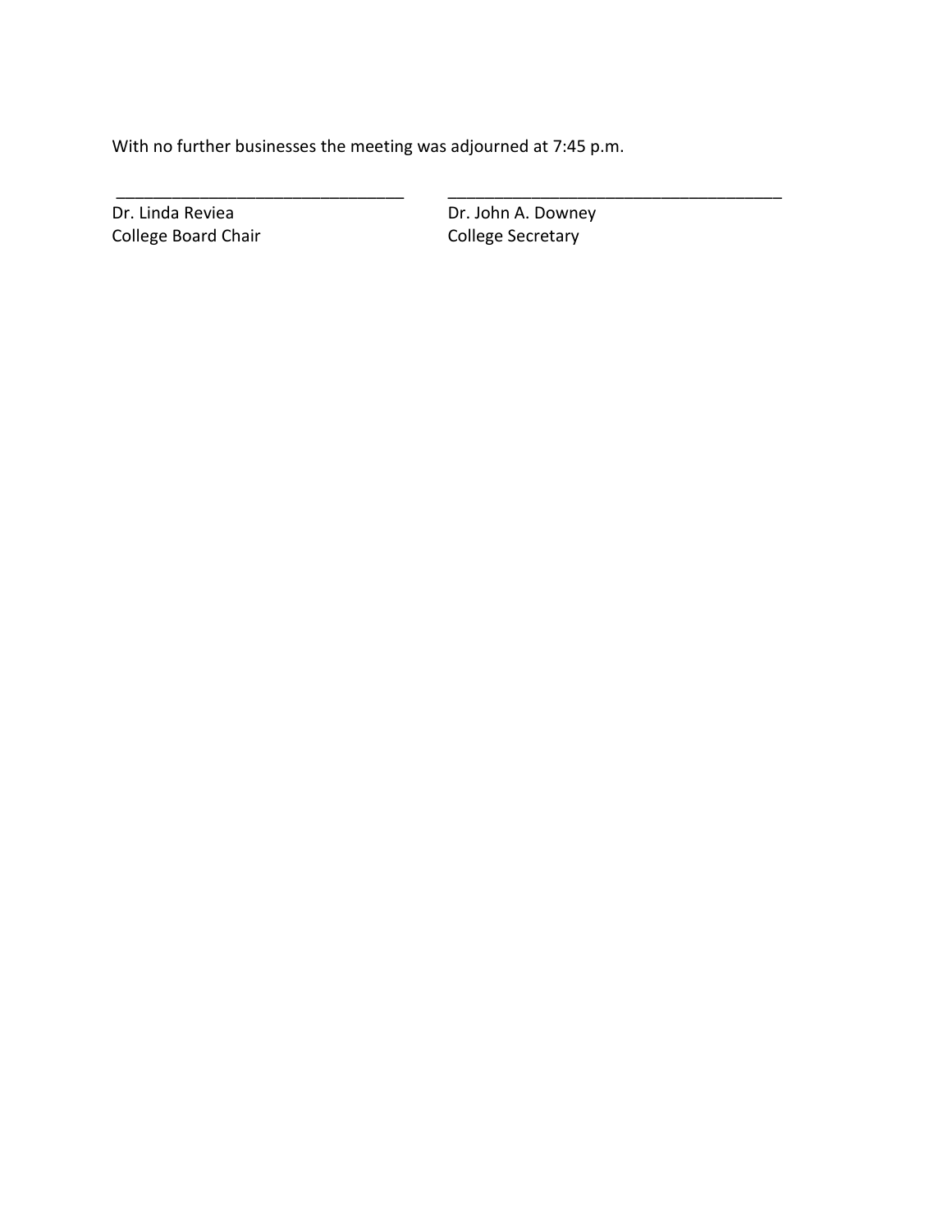With no further businesses the meeting was adjourned at 7:45 p.m.

| | |
|---|---|
| _______________________________ | __________________________________ |
| Dr. Linda Reviea | Dr. John A. Downey |
| College Board Chair | College Secretary |